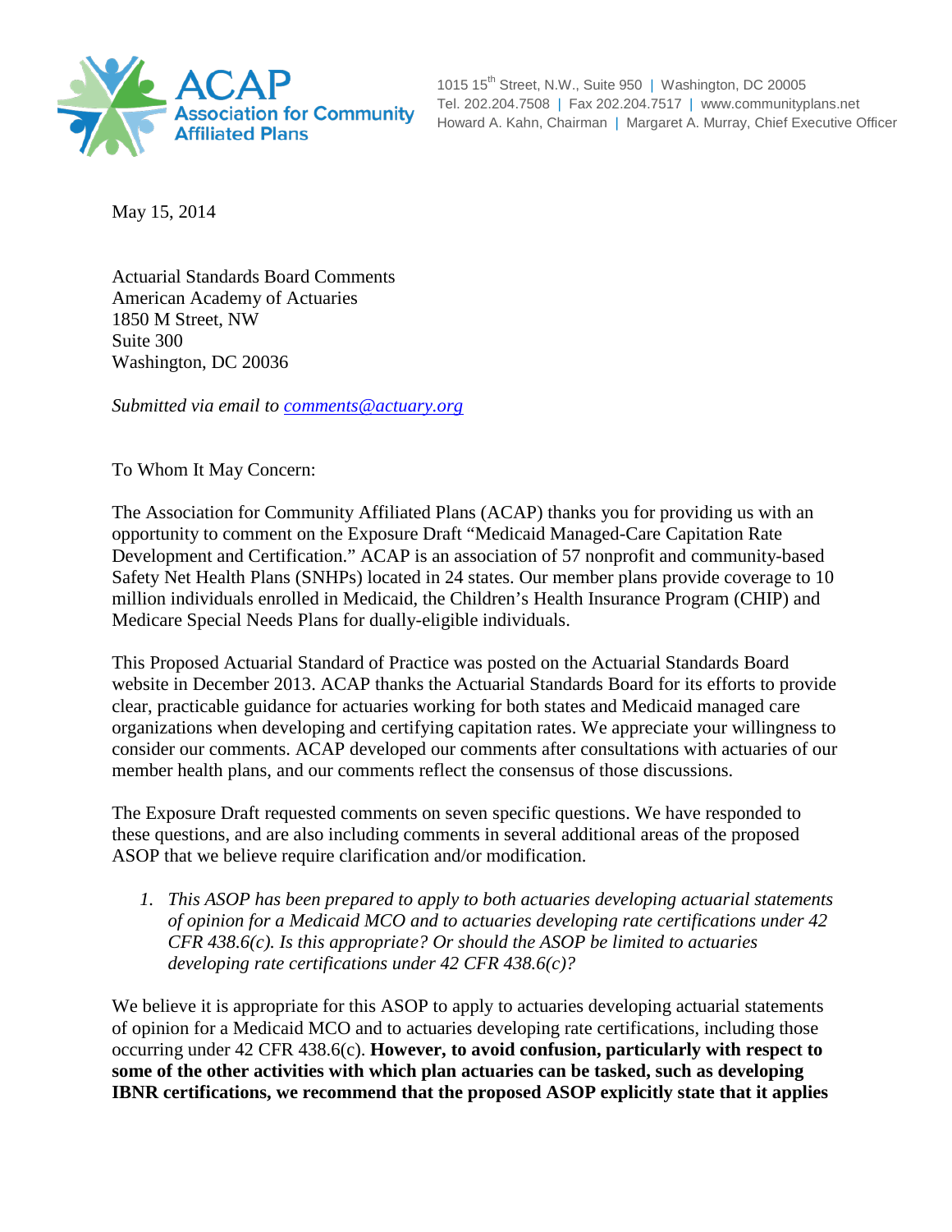ACAP
Association for Community Affiliated Plans

1015 15th Street, N.W., Suite 950 | Washington, DC 20005
Tel. 202.204.7508 | Fax 202.204.7517 | www.communityplans.net
Howard A. Kahn, Chairman | Margaret A. Murray, Chief Executive Officer

May 15, 2014

Actuarial Standards Board Comments
American Academy of Actuaries
1850 M Street, NW
Suite 300
Washington, DC 20036

*Submitted via email to comments@actuary.org*

To Whom It May Concern:

The Association for Community Affiliated Plans (ACAP) thanks you for providing us with an opportunity to comment on the Exposure Draft "Medicaid Managed-Care Capitation Rate Development and Certification." ACAP is an association of 57 nonprofit and community-based Safety Net Health Plans (SNHPs) located in 24 states. Our member plans provide coverage to 10 million individuals enrolled in Medicaid, the Children's Health Insurance Program (CHIP) and Medicare Special Needs Plans for dually-eligible individuals.

This Proposed Actuarial Standard of Practice was posted on the Actuarial Standards Board website in December 2013. ACAP thanks the Actuarial Standards Board for its efforts to provide clear, practicable guidance for actuaries working for both states and Medicaid managed care organizations when developing and certifying capitation rates. We appreciate your willingness to consider our comments. ACAP developed our comments after consultations with actuaries of our member health plans, and our comments reflect the consensus of those discussions.

The Exposure Draft requested comments on seven specific questions. We have responded to these questions, and are also including comments in several additional areas of the proposed ASOP that we believe require clarification and/or modification.

1. *This ASOP has been prepared to apply to both actuaries developing actuarial statements of opinion for a Medicaid MCO and to actuaries developing rate certifications under 42 CFR 438.6(c). Is this appropriate? Or should the ASOP be limited to actuaries developing rate certifications under 42 CFR 438.6(c)?*

We believe it is appropriate for this ASOP to apply to actuaries developing actuarial statements of opinion for a Medicaid MCO and to actuaries developing rate certifications, including those occurring under 42 CFR 438.6(c). **However, to avoid confusion, particularly with respect to some of the other activities with which plan actuaries can be tasked, such as developing IBNR certifications, we recommend that the proposed ASOP explicitly state that it applies**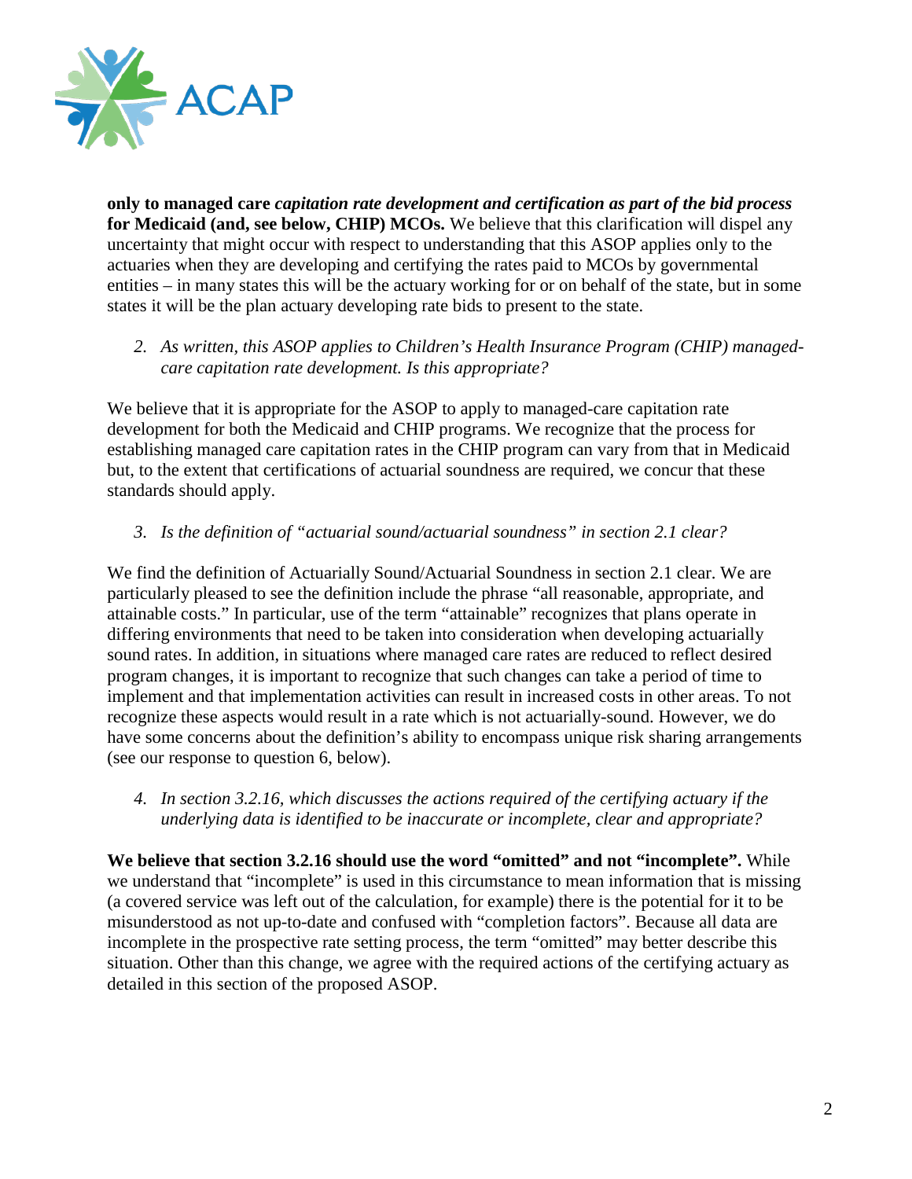**only to managed care *capitation rate development and certification as part of the bid process* for Medicaid (and, see below, CHIP) MCOs.** We believe that this clarification will dispel any uncertainty that might occur with respect to understanding that this ASOP applies only to the actuaries when they are developing and certifying the rates paid to MCOs by governmental entities – in many states this will be the actuary working for or on behalf of the state, but in some states it will be the plan actuary developing rate bids to present to the state.

2. *As written, this ASOP applies to Children's Health Insurance Program (CHIP) managed-care capitation rate development. Is this appropriate?*

We believe that it is appropriate for the ASOP to apply to managed-care capitation rate development for both the Medicaid and CHIP programs. We recognize that the process for establishing managed care capitation rates in the CHIP program can vary from that in Medicaid but, to the extent that certifications of actuarial soundness are required, we concur that these standards should apply.

3. *Is the definition of "actuarial sound/actuarial soundness" in section 2.1 clear?*

We find the definition of Actuarially Sound/Actuarial Soundness in section 2.1 clear. We are particularly pleased to see the definition include the phrase "all reasonable, appropriate, and attainable costs." In particular, use of the term "attainable" recognizes that plans operate in differing environments that need to be taken into consideration when developing actuarially sound rates. In addition, in situations where managed care rates are reduced to reflect desired program changes, it is important to recognize that such changes can take a period of time to implement and that implementation activities can result in increased costs in other areas. To not recognize these aspects would result in a rate which is not actuarially-sound. However, we do have some concerns about the definition's ability to encompass unique risk sharing arrangements (see our response to question 6, below).

4. *In section 3.2.16, which discusses the actions required of the certifying actuary if the underlying data is identified to be inaccurate or incomplete, clear and appropriate?*

**We believe that section 3.2.16 should use the word "omitted" and not "incomplete".** While we understand that "incomplete" is used in this circumstance to mean information that is missing (a covered service was left out of the calculation, for example) there is the potential for it to be misunderstood as not up-to-date and confused with "completion factors". Because all data are incomplete in the prospective rate setting process, the term "omitted" may better describe this situation. Other than this change, we agree with the required actions of the certifying actuary as detailed in this section of the proposed ASOP.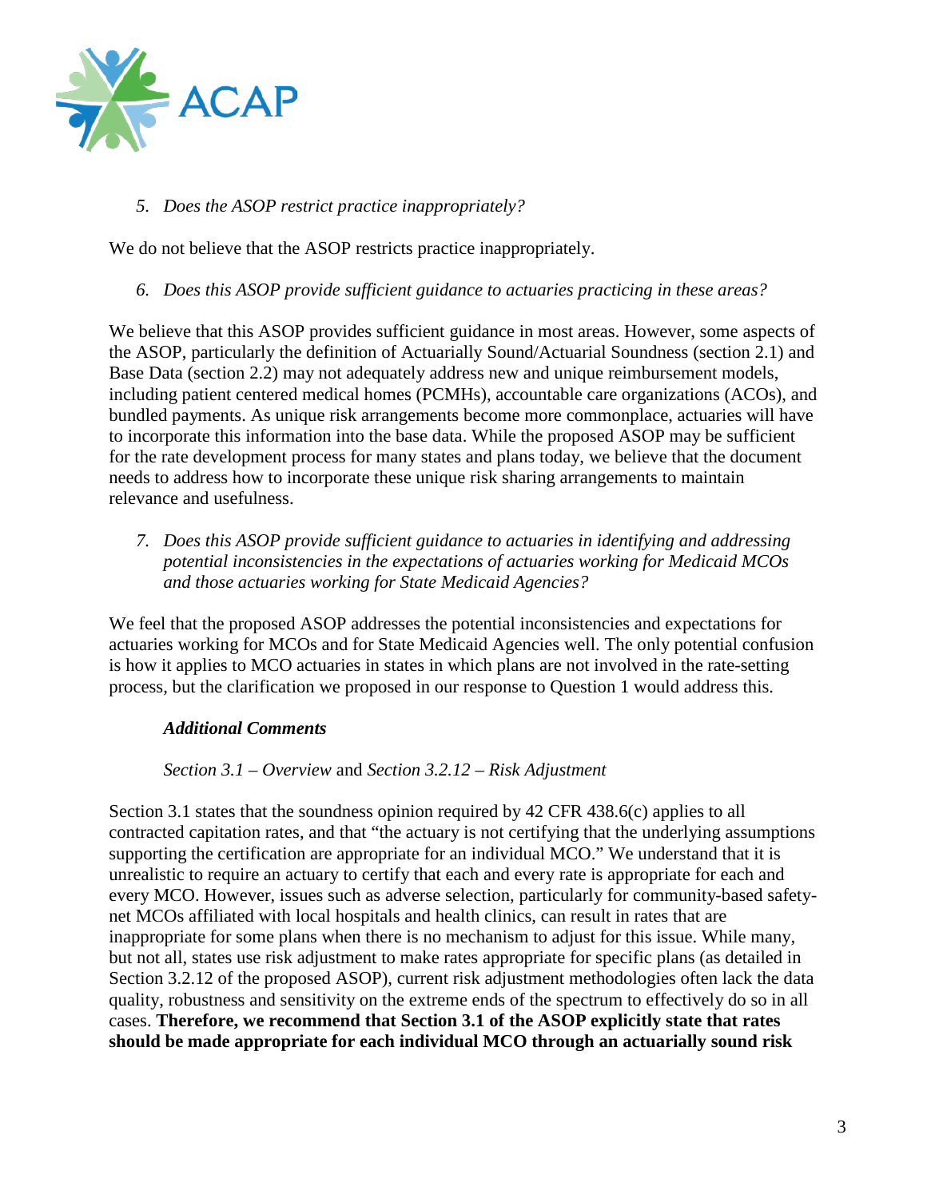*5. Does the ASOP restrict practice inappropriately?*

We do not believe that the ASOP restricts practice inappropriately.

*6. Does this ASOP provide sufficient guidance to actuaries practicing in these areas?*

We believe that this ASOP provides sufficient guidance in most areas. However, some aspects of the ASOP, particularly the definition of Actuarially Sound/Actuarial Soundness (section 2.1) and Base Data (section 2.2) may not adequately address new and unique reimbursement models, including patient centered medical homes (PCMHs), accountable care organizations (ACOs), and bundled payments. As unique risk arrangements become more commonplace, actuaries will have to incorporate this information into the base data. While the proposed ASOP may be sufficient for the rate development process for many states and plans today, we believe that the document needs to address how to incorporate these unique risk sharing arrangements to maintain relevance and usefulness.

*7. Does this ASOP provide sufficient guidance to actuaries in identifying and addressing potential inconsistencies in the expectations of actuaries working for Medicaid MCOs and those actuaries working for State Medicaid Agencies?*

We feel that the proposed ASOP addresses the potential inconsistencies and expectations for actuaries working for MCOs and for State Medicaid Agencies well. The only potential confusion is how it applies to MCO actuaries in states in which plans are not involved in the rate-setting process, but the clarification we proposed in our response to Question 1 would address this.

***Additional Comments***

*Section 3.1 – Overview* and *Section 3.2.12 – Risk Adjustment*

Section 3.1 states that the soundness opinion required by 42 CFR 438.6(c) applies to all contracted capitation rates, and that "the actuary is not certifying that the underlying assumptions supporting the certification are appropriate for an individual MCO." We understand that it is unrealistic to require an actuary to certify that each and every rate is appropriate for each and every MCO. However, issues such as adverse selection, particularly for community-based safety-net MCOs affiliated with local hospitals and health clinics, can result in rates that are inappropriate for some plans when there is no mechanism to adjust for this issue. While many, but not all, states use risk adjustment to make rates appropriate for specific plans (as detailed in Section 3.2.12 of the proposed ASOP), current risk adjustment methodologies often lack the data quality, robustness and sensitivity on the extreme ends of the spectrum to effectively do so in all cases. **Therefore, we recommend that Section 3.1 of the ASOP explicitly state that rates should be made appropriate for each individual MCO through an actuarially sound risk**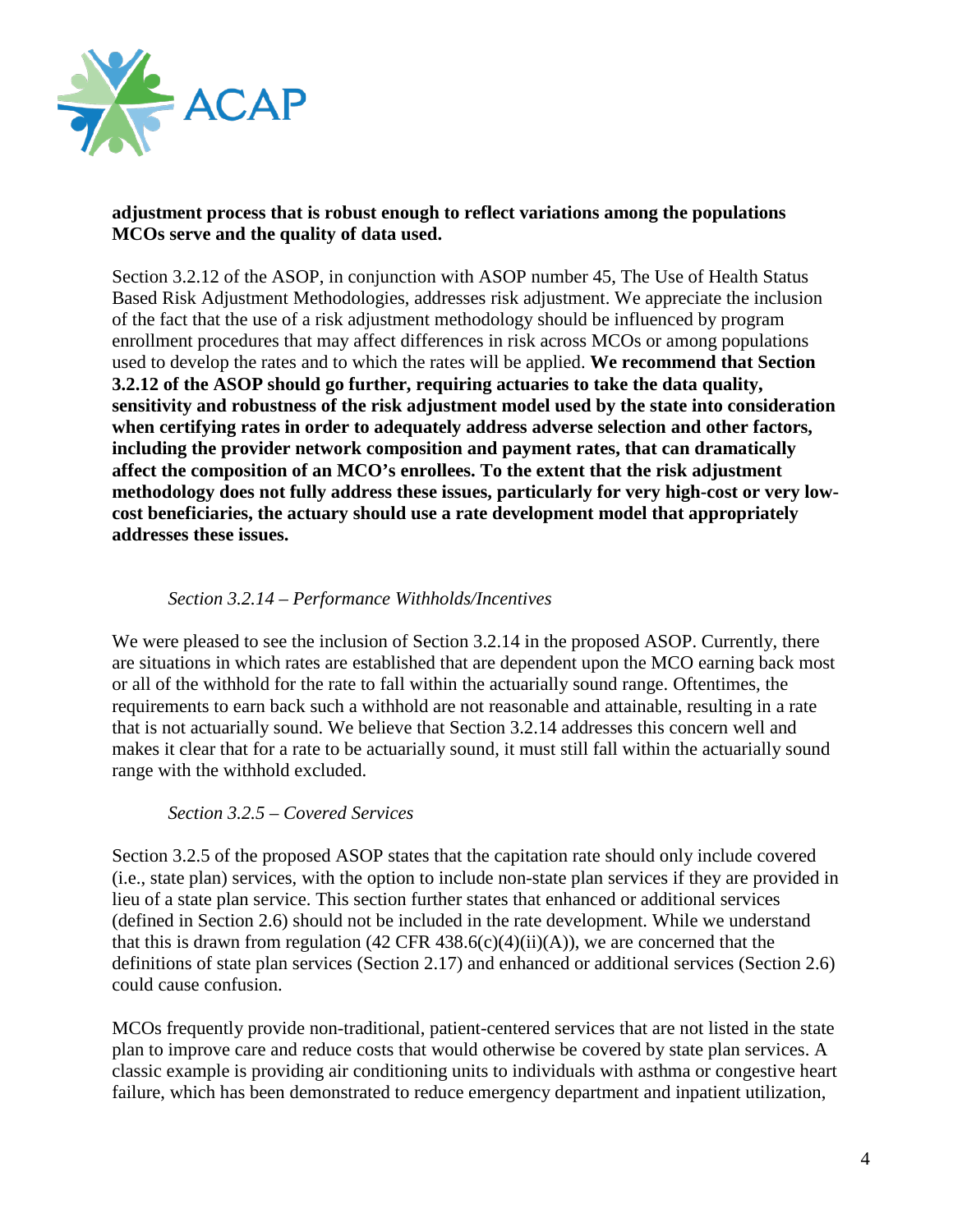**adjustment process that is robust enough to reflect variations among the populations MCOs serve and the quality of data used.**

Section 3.2.12 of the ASOP, in conjunction with ASOP number 45, The Use of Health Status Based Risk Adjustment Methodologies, addresses risk adjustment. We appreciate the inclusion of the fact that the use of a risk adjustment methodology should be influenced by program enrollment procedures that may affect differences in risk across MCOs or among populations used to develop the rates and to which the rates will be applied. **We recommend that Section 3.2.12 of the ASOP should go further, requiring actuaries to take the data quality, sensitivity and robustness of the risk adjustment model used by the state into consideration when certifying rates in order to adequately address adverse selection and other factors, including the provider network composition and payment rates, that can dramatically affect the composition of an MCO's enrollees. To the extent that the risk adjustment methodology does not fully address these issues, particularly for very high-cost or very low-cost beneficiaries, the actuary should use a rate development model that appropriately addresses these issues.**

*Section 3.2.14 – Performance Withholds/Incentives*

We were pleased to see the inclusion of Section 3.2.14 in the proposed ASOP. Currently, there are situations in which rates are established that are dependent upon the MCO earning back most or all of the withhold for the rate to fall within the actuarially sound range. Oftentimes, the requirements to earn back such a withhold are not reasonable and attainable, resulting in a rate that is not actuarially sound. We believe that Section 3.2.14 addresses this concern well and makes it clear that for a rate to be actuarially sound, it must still fall within the actuarially sound range with the withhold excluded.

*Section 3.2.5 – Covered Services*

Section 3.2.5 of the proposed ASOP states that the capitation rate should only include covered (i.e., state plan) services, with the option to include non-state plan services if they are provided in lieu of a state plan service. This section further states that enhanced or additional services (defined in Section 2.6) should not be included in the rate development. While we understand that this is drawn from regulation (42 CFR 438.6(c)(4)(ii)(A)), we are concerned that the definitions of state plan services (Section 2.17) and enhanced or additional services (Section 2.6) could cause confusion.

MCOs frequently provide non-traditional, patient-centered services that are not listed in the state plan to improve care and reduce costs that would otherwise be covered by state plan services. A classic example is providing air conditioning units to individuals with asthma or congestive heart failure, which has been demonstrated to reduce emergency department and inpatient utilization,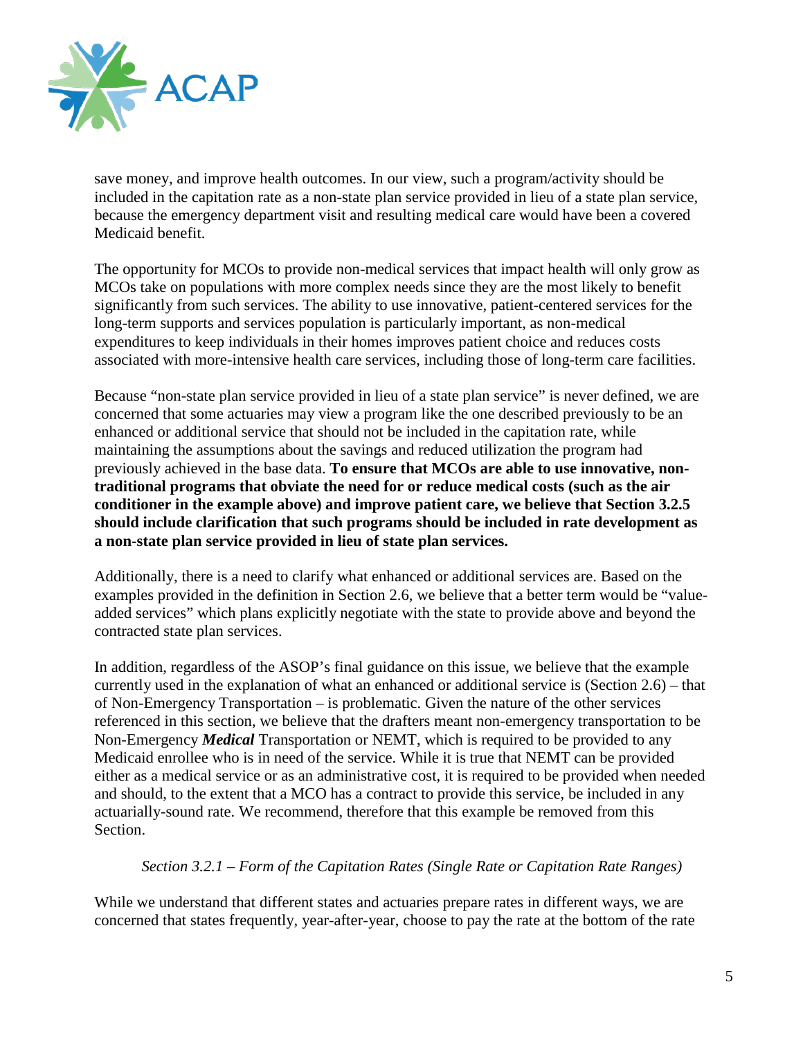save money, and improve health outcomes. In our view, such a program/activity should be included in the capitation rate as a non-state plan service provided in lieu of a state plan service, because the emergency department visit and resulting medical care would have been a covered Medicaid benefit.

The opportunity for MCOs to provide non-medical services that impact health will only grow as MCOs take on populations with more complex needs since they are the most likely to benefit significantly from such services. The ability to use innovative, patient-centered services for the long-term supports and services population is particularly important, as non-medical expenditures to keep individuals in their homes improves patient choice and reduces costs associated with more-intensive health care services, including those of long-term care facilities.

Because "non-state plan service provided in lieu of a state plan service" is never defined, we are concerned that some actuaries may view a program like the one described previously to be an enhanced or additional service that should not be included in the capitation rate, while maintaining the assumptions about the savings and reduced utilization the program had previously achieved in the base data. **To ensure that MCOs are able to use innovative, non-traditional programs that obviate the need for or reduce medical costs (such as the air conditioner in the example above) and improve patient care, we believe that Section 3.2.5 should include clarification that such programs should be included in rate development as a non-state plan service provided in lieu of state plan services.**

Additionally, there is a need to clarify what enhanced or additional services are. Based on the examples provided in the definition in Section 2.6, we believe that a better term would be "value-added services" which plans explicitly negotiate with the state to provide above and beyond the contracted state plan services.

In addition, regardless of the ASOP's final guidance on this issue, we believe that the example currently used in the explanation of what an enhanced or additional service is (Section 2.6) – that of Non-Emergency Transportation – is problematic. Given the nature of the other services referenced in this section, we believe that the drafters meant non-emergency transportation to be Non-Emergency ***Medical*** Transportation or NEMT, which is required to be provided to any Medicaid enrollee who is in need of the service. While it is true that NEMT can be provided either as a medical service or as an administrative cost, it is required to be provided when needed and should, to the extent that a MCO has a contract to provide this service, be included in any actuarially-sound rate. We recommend, therefore that this example be removed from this Section.

*Section 3.2.1 – Form of the Capitation Rates (Single Rate or Capitation Rate Ranges)*

While we understand that different states and actuaries prepare rates in different ways, we are concerned that states frequently, year-after-year, choose to pay the rate at the bottom of the rate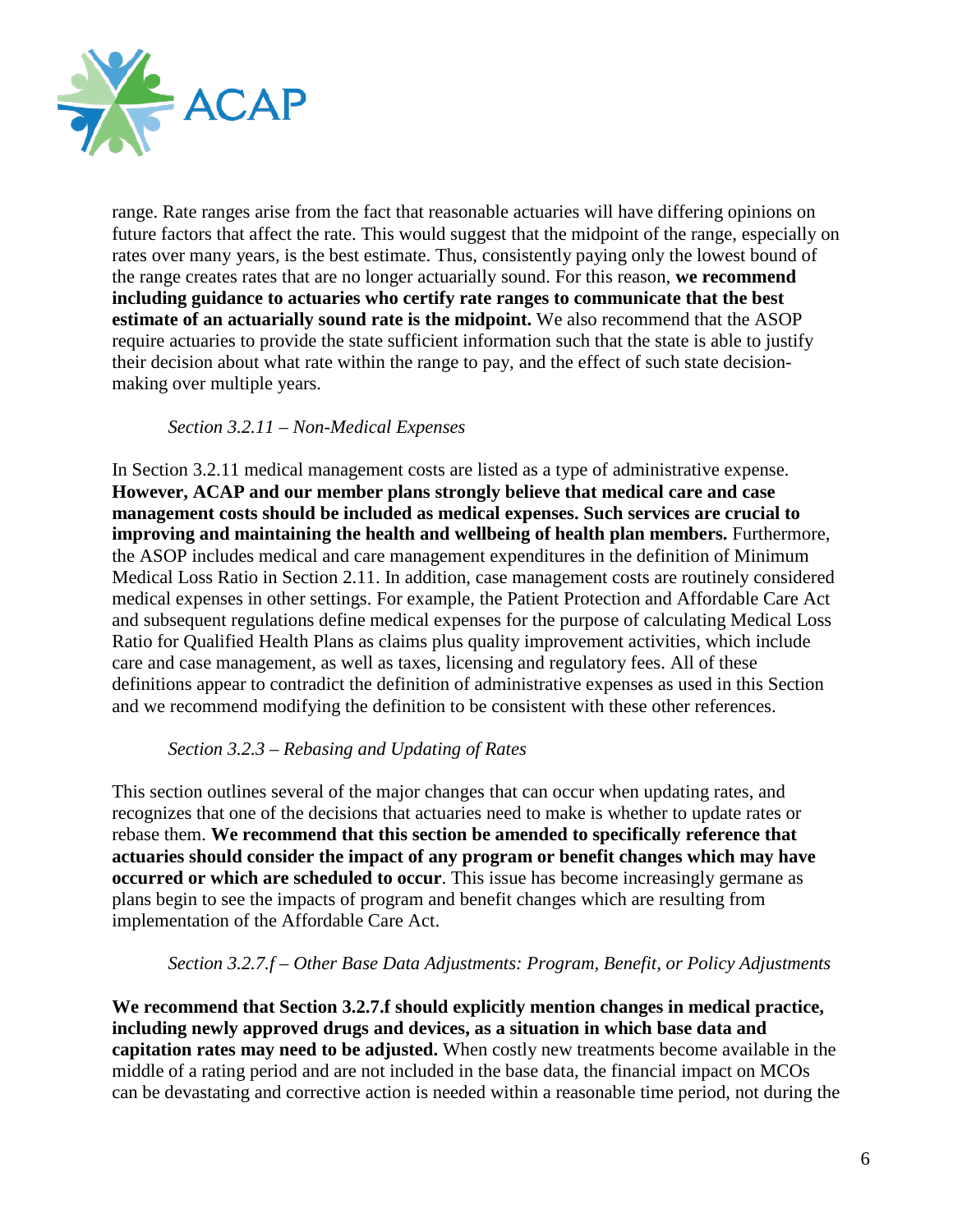range. Rate ranges arise from the fact that reasonable actuaries will have differing opinions on future factors that affect the rate. This would suggest that the midpoint of the range, especially on rates over many years, is the best estimate. Thus, consistently paying only the lowest bound of the range creates rates that are no longer actuarially sound. For this reason, **we recommend including guidance to actuaries who certify rate ranges to communicate that the best estimate of an actuarially sound rate is the midpoint.** We also recommend that the ASOP require actuaries to provide the state sufficient information such that the state is able to justify their decision about what rate within the range to pay, and the effect of such state decision-making over multiple years.

*Section 3.2.11 – Non-Medical Expenses*

In Section 3.2.11 medical management costs are listed as a type of administrative expense. **However, ACAP and our member plans strongly believe that medical care and case management costs should be included as medical expenses. Such services are crucial to improving and maintaining the health and wellbeing of health plan members.** Furthermore, the ASOP includes medical and care management expenditures in the definition of Minimum Medical Loss Ratio in Section 2.11. In addition, case management costs are routinely considered medical expenses in other settings. For example, the Patient Protection and Affordable Care Act and subsequent regulations define medical expenses for the purpose of calculating Medical Loss Ratio for Qualified Health Plans as claims plus quality improvement activities, which include care and case management, as well as taxes, licensing and regulatory fees. All of these definitions appear to contradict the definition of administrative expenses as used in this Section and we recommend modifying the definition to be consistent with these other references.

*Section 3.2.3 – Rebasing and Updating of Rates*

This section outlines several of the major changes that can occur when updating rates, and recognizes that one of the decisions that actuaries need to make is whether to update rates or rebase them. **We recommend that this section be amended to specifically reference that actuaries should consider the impact of any program or benefit changes which may have occurred or which are scheduled to occur**. This issue has become increasingly germane as plans begin to see the impacts of program and benefit changes which are resulting from implementation of the Affordable Care Act.

*Section 3.2.7.f – Other Base Data Adjustments: Program, Benefit, or Policy Adjustments*

**We recommend that Section 3.2.7.f should explicitly mention changes in medical practice, including newly approved drugs and devices, as a situation in which base data and capitation rates may need to be adjusted.** When costly new treatments become available in the middle of a rating period and are not included in the base data, the financial impact on MCOs can be devastating and corrective action is needed within a reasonable time period, not during the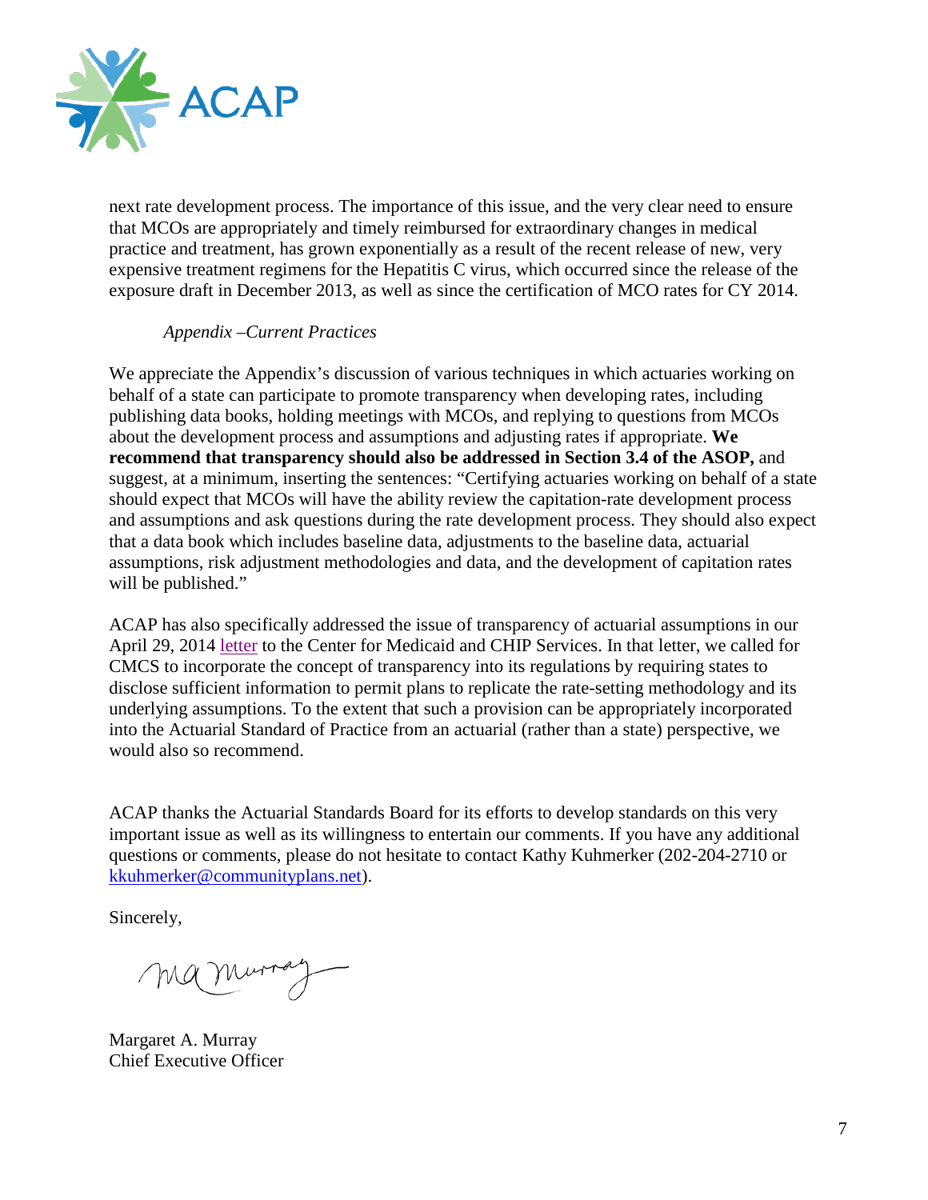next rate development process. The importance of this issue, and the very clear need to ensure that MCOs are appropriately and timely reimbursed for extraordinary changes in medical practice and treatment, has grown exponentially as a result of the recent release of new, very expensive treatment regimens for the Hepatitis C virus, which occurred since the release of the exposure draft in December 2013, as well as since the certification of MCO rates for CY 2014.

*Appendix –Current Practices*

We appreciate the Appendix's discussion of various techniques in which actuaries working on behalf of a state can participate to promote transparency when developing rates, including publishing data books, holding meetings with MCOs, and replying to questions from MCOs about the development process and assumptions and adjusting rates if appropriate. **We recommend that transparency should also be addressed in Section 3.4 of the ASOP,** and suggest, at a minimum, inserting the sentences: "Certifying actuaries working on behalf of a state should expect that MCOs will have the ability review the capitation-rate development process and assumptions and ask questions during the rate development process. They should also expect that a data book which includes baseline data, adjustments to the baseline data, actuarial assumptions, risk adjustment methodologies and data, and the development of capitation rates will be published."

ACAP has also specifically addressed the issue of transparency of actuarial assumptions in our April 29, 2014 letter to the Center for Medicaid and CHIP Services. In that letter, we called for CMCS to incorporate the concept of transparency into its regulations by requiring states to disclose sufficient information to permit plans to replicate the rate-setting methodology and its underlying assumptions. To the extent that such a provision can be appropriately incorporated into the Actuarial Standard of Practice from an actuarial (rather than a state) perspective, we would also so recommend.

ACAP thanks the Actuarial Standards Board for its efforts to develop standards on this very important issue as well as its willingness to entertain our comments. If you have any additional questions or comments, please do not hesitate to contact Kathy Kuhmerker (202-204-2710 or kkuhmerker@communityplans.net).

Sincerely,

Margaret A. Murray
Chief Executive Officer